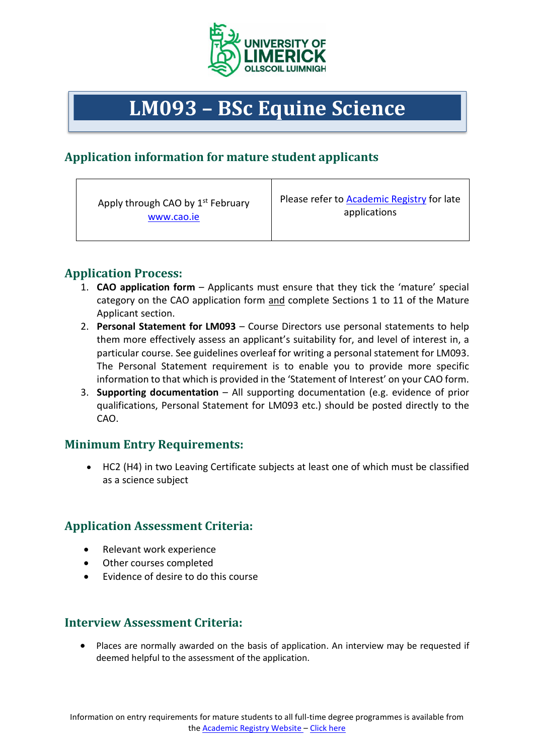UNIVERSITY OF LIMERICK
OLLSCOIL LUIMNIGH

# LM093 – BSc Equine Science

## Application information for mature student applicants

| Apply through CAO by 1st February www.cao.ie | Please refer to Academic Registry for late applications |
|---|---|

## Application Process:

1. **CAO application form** – Applicants must ensure that they tick the 'mature' special category on the CAO application form and complete Sections 1 to 11 of the Mature Applicant section.
2. **Personal Statement for LM093** – Course Directors use personal statements to help them more effectively assess an applicant's suitability for, and level of interest in, a particular course. See guidelines overleaf for writing a personal statement for LM093. The Personal Statement requirement is to enable you to provide more specific information to that which is provided in the 'Statement of Interest' on your CAO form.
3. **Supporting documentation** – All supporting documentation (e.g. evidence of prior qualifications, Personal Statement for LM093 etc.) should be posted directly to the CAO.

## Minimum Entry Requirements:

- HC2 (H4) in two Leaving Certificate subjects at least one of which must be classified as a science subject

## Application Assessment Criteria:

- Relevant work experience
- Other courses completed
- Evidence of desire to do this course

## Interview Assessment Criteria:

- Places are normally awarded on the basis of application. An interview may be requested if deemed helpful to the assessment of the application.

Information on entry requirements for mature students to all full-time degree programmes is available from the Academic Registry Website – Click here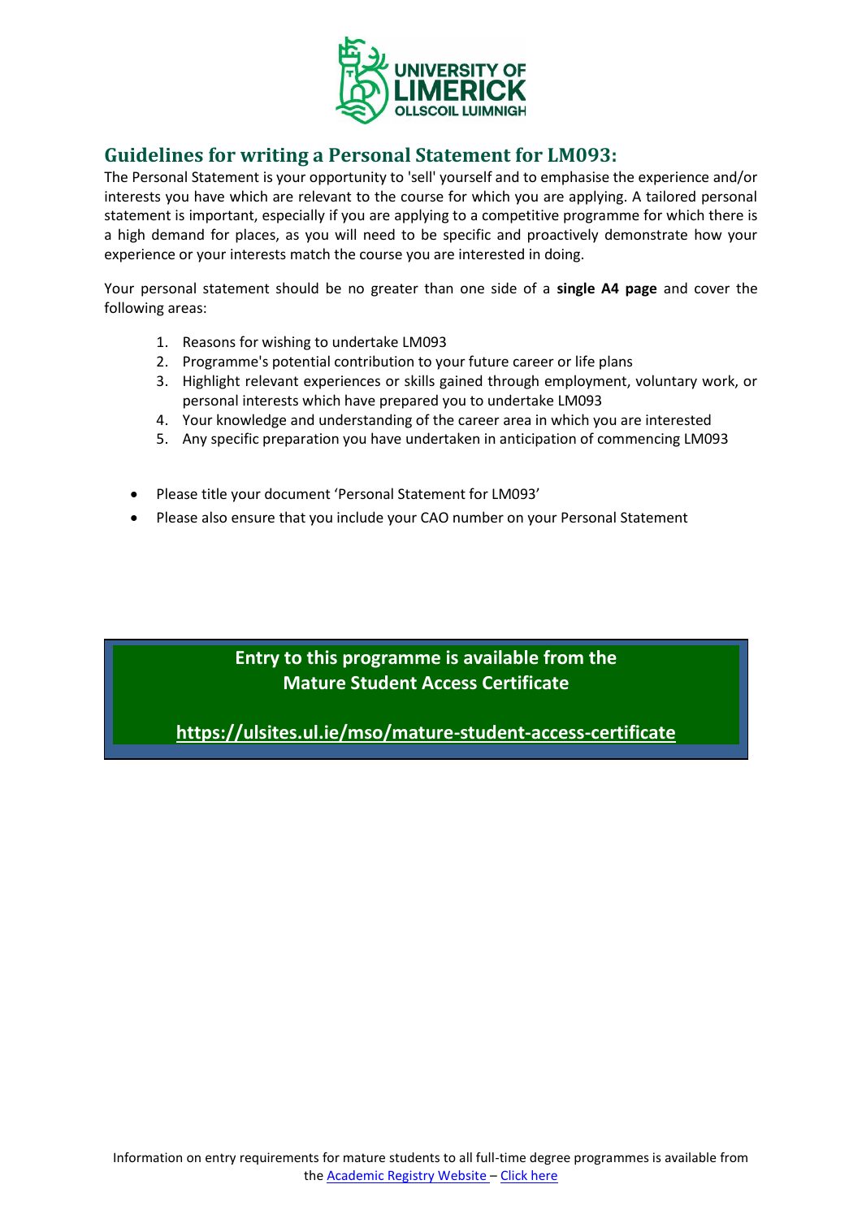## Guidelines for writing a Personal Statement for LM093:

The Personal Statement is your opportunity to 'sell' yourself and to emphasise the experience and/or interests you have which are relevant to the course for which you are applying. A tailored personal statement is important, especially if you are applying to a competitive programme for which there is a high demand for places, as you will need to be specific and proactively demonstrate how your experience or your interests match the course you are interested in doing.

Your personal statement should be no greater than one side of a **single A4 page** and cover the following areas:

1. Reasons for wishing to undertake LM093
2. Programme's potential contribution to your future career or life plans
3. Highlight relevant experiences or skills gained through employment, voluntary work, or personal interests which have prepared you to undertake LM093
4. Your knowledge and understanding of the career area in which you are interested
5. Any specific preparation you have undertaken in anticipation of commencing LM093

- Please title your document 'Personal Statement for LM093'
- Please also ensure that you include your CAO number on your Personal Statement

**Entry to this programme is available from the Mature Student Access Certificate**

**https://ulsites.ul.ie/mso/mature-student-access-certificate**

Information on entry requirements for mature students to all full-time degree programmes is available from the Academic Registry Website – Click here